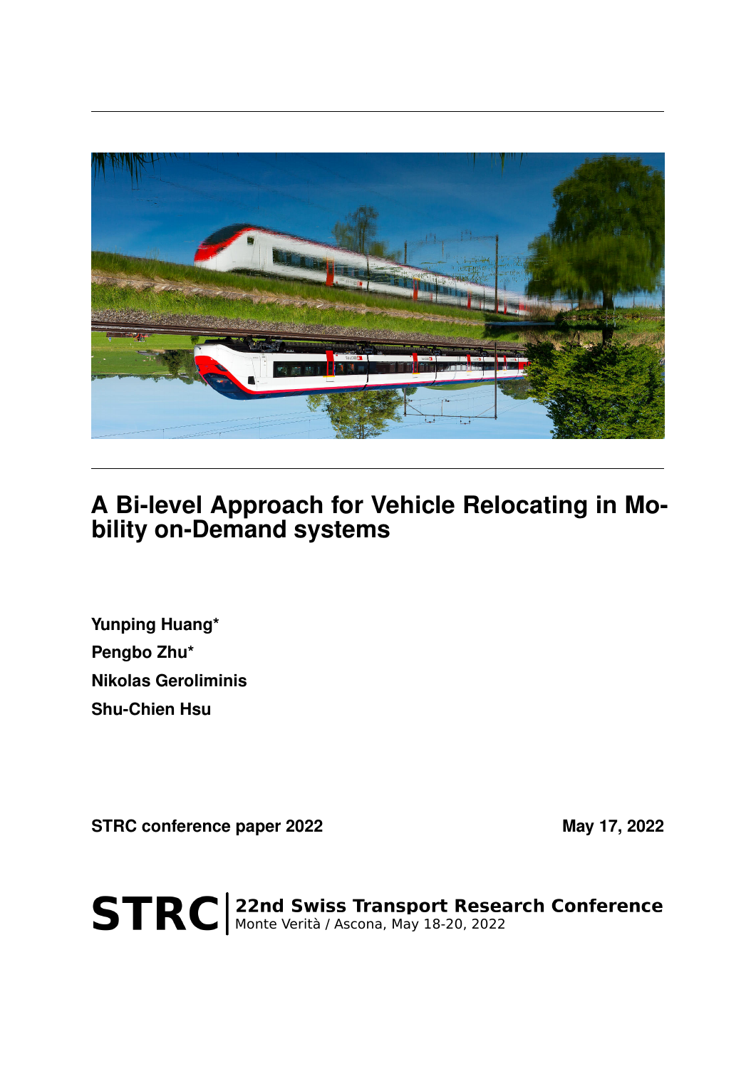# A Bi-level Approach for Vehicle Relocating in Mobility on-Demand systems

**Yunping Huang***

**Pengbo Zhu***

**Nikolas Geroliminis**

**Shu-Chien Hsu**

**STRC conference paper 2022** **May 17, 2022**

**STRC** **22nd Swiss Transport Research Conference**
Monte Verità / Ascona, May 18-20, 2022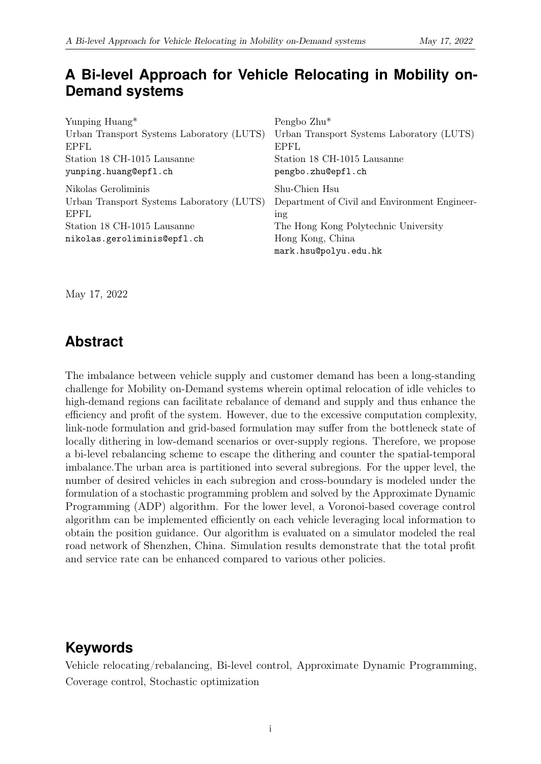# A Bi-level Approach for Vehicle Relocating in Mobility on-Demand systems

Yunping Huang*
Urban Transport Systems Laboratory (LUTS)
EPFL
Station 18 CH-1015 Lausanne
yunping.huang@epfl.ch

Pengbo Zhu*
Urban Transport Systems Laboratory (LUTS)
EPFL
Station 18 CH-1015 Lausanne
pengbo.zhu@epfl.ch

Nikolas Geroliminis
Urban Transport Systems Laboratory (LUTS)
EPFL
Station 18 CH-1015 Lausanne
nikolas.geroliminis@epfl.ch

Shu-Chien Hsu
Department of Civil and Environment Engineering
The Hong Kong Polytechnic University
Hong Kong, China
mark.hsu@polyu.edu.hk

May 17, 2022

## Abstract

The imbalance between vehicle supply and customer demand has been a long-standing challenge for Mobility on-Demand systems wherein optimal relocation of idle vehicles to high-demand regions can facilitate rebalance of demand and supply and thus enhance the efficiency and profit of the system. However, due to the excessive computation complexity, link-node formulation and grid-based formulation may suffer from the bottleneck state of locally dithering in low-demand scenarios or over-supply regions. Therefore, we propose a bi-level rebalancing scheme to escape the dithering and counter the spatial-temporal imbalance.The urban area is partitioned into several subregions. For the upper level, the number of desired vehicles in each subregion and cross-boundary is modeled under the formulation of a stochastic programming problem and solved by the Approximate Dynamic Programming (ADP) algorithm. For the lower level, a Voronoi-based coverage control algorithm can be implemented efficiently on each vehicle leveraging local information to obtain the position guidance. Our algorithm is evaluated on a simulator modeled the real road network of Shenzhen, China. Simulation results demonstrate that the total profit and service rate can be enhanced compared to various other policies.

## Keywords

Vehicle relocating/rebalancing, Bi-level control, Approximate Dynamic Programming, Coverage control, Stochastic optimization